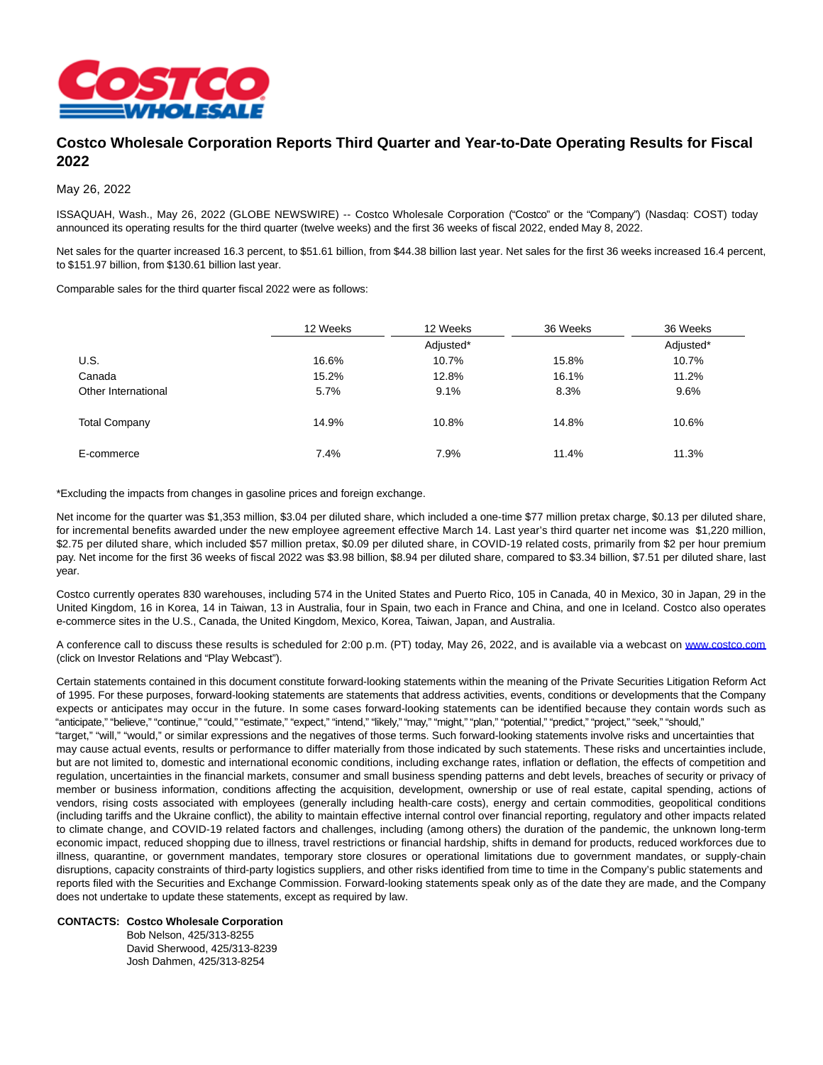# Costco Wholesale Corporation Reports Third Quarter and Year-to-Date Operating Results for Fiscal 2022

May 26, 2022

ISSAQUAH, Wash., May 26, 2022 (GLOBE NEWSWIRE) -- Costco Wholesale Corporation ("Costco" or the "Company") (Nasdaq: COST) today announced its operating results for the third quarter (twelve weeks) and the first 36 weeks of fiscal 2022, ended May 8, 2022.

Net sales for the quarter increased 16.3 percent, to $51.61 billion, from $44.38 billion last year. Net sales for the first 36 weeks increased 16.4 percent, to $151.97 billion, from $130.61 billion last year.

Comparable sales for the third quarter fiscal 2022 were as follows:

| | 12 Weeks | 12 Weeks Adjusted* | 36 Weeks | 36 Weeks Adjusted* |
|---|---|---|---|---|
| U.S. | 16.6% | 10.7% | 15.8% | 10.7% |
| Canada | 15.2% | 12.8% | 16.1% | 11.2% |
| Other International | 5.7% | 9.1% | 8.3% | 9.6% |
| Total Company | 14.9% | 10.8% | 14.8% | 10.6% |
| E-commerce | 7.4% | 7.9% | 11.4% | 11.3% |

*Excluding the impacts from changes in gasoline prices and foreign exchange.

Net income for the quarter was $1,353 million, $3.04 per diluted share, which included a one-time $77 million pretax charge, $0.13 per diluted share, for incremental benefits awarded under the new employee agreement effective March 14. Last year's third quarter net income was $1,220 million, $2.75 per diluted share, which included $57 million pretax, $0.09 per diluted share, in COVID-19 related costs, primarily from $2 per hour premium pay. Net income for the first 36 weeks of fiscal 2022 was $3.98 billion, $8.94 per diluted share, compared to $3.34 billion, $7.51 per diluted share, last year.

Costco currently operates 830 warehouses, including 574 in the United States and Puerto Rico, 105 in Canada, 40 in Mexico, 30 in Japan, 29 in the United Kingdom, 16 in Korea, 14 in Taiwan, 13 in Australia, four in Spain, two each in France and China, and one in Iceland. Costco also operates e-commerce sites in the U.S., Canada, the United Kingdom, Mexico, Korea, Taiwan, Japan, and Australia.

A conference call to discuss these results is scheduled for 2:00 p.m. (PT) today, May 26, 2022, and is available via a webcast on www.costco.com (click on Investor Relations and "Play Webcast").

Certain statements contained in this document constitute forward-looking statements within the meaning of the Private Securities Litigation Reform Act of 1995. For these purposes, forward-looking statements are statements that address activities, events, conditions or developments that the Company expects or anticipates may occur in the future. In some cases forward-looking statements can be identified because they contain words such as "anticipate," "believe," "continue," "could," "estimate," "expect," "intend," "likely," "may," "might," "plan," "potential," "predict," "project," "seek," "should," "target," "will," "would," or similar expressions and the negatives of those terms. Such forward-looking statements involve risks and uncertainties that may cause actual events, results or performance to differ materially from those indicated by such statements. These risks and uncertainties include, but are not limited to, domestic and international economic conditions, including exchange rates, inflation or deflation, the effects of competition and regulation, uncertainties in the financial markets, consumer and small business spending patterns and debt levels, breaches of security or privacy of member or business information, conditions affecting the acquisition, development, ownership or use of real estate, capital spending, actions of vendors, rising costs associated with employees (generally including health-care costs), energy and certain commodities, geopolitical conditions (including tariffs and the Ukraine conflict), the ability to maintain effective internal control over financial reporting, regulatory and other impacts related to climate change, and COVID-19 related factors and challenges, including (among others) the duration of the pandemic, the unknown long-term economic impact, reduced shopping due to illness, travel restrictions or financial hardship, shifts in demand for products, reduced workforces due to illness, quarantine, or government mandates, temporary store closures or operational limitations due to government mandates, or supply-chain disruptions, capacity constraints of third-party logistics suppliers, and other risks identified from time to time in the Company's public statements and reports filed with the Securities and Exchange Commission. Forward-looking statements speak only as of the date they are made, and the Company does not undertake to update these statements, except as required by law.

**CONTACTS: Costco Wholesale Corporation**
Bob Nelson, 425/313-8255
David Sherwood, 425/313-8239
Josh Dahmen, 425/313-8254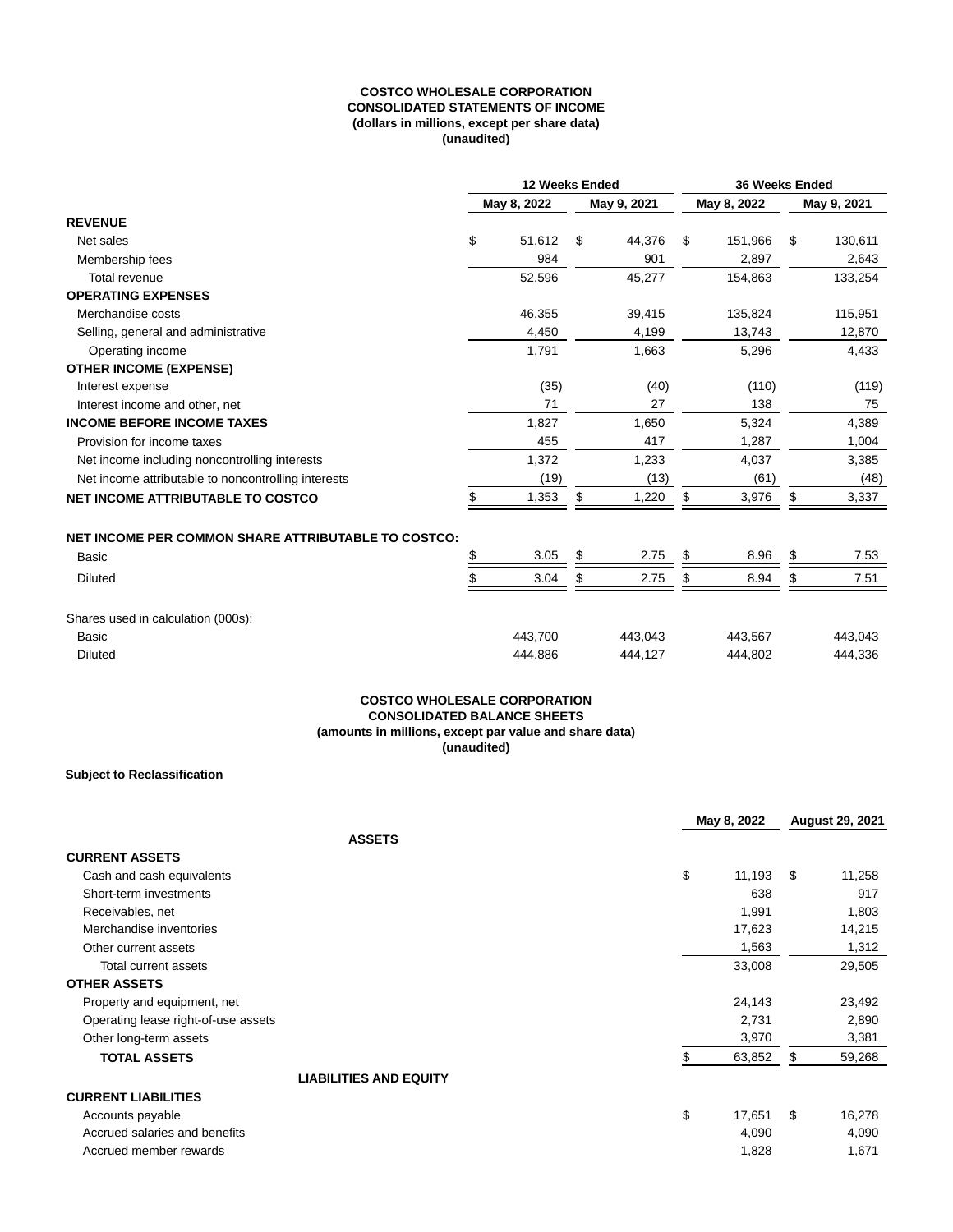**COSTCO WHOLESALE CORPORATION**
**CONSOLIDATED STATEMENTS OF INCOME**
**(dollars in millions, except per share data)**
**(unaudited)**

| | 12 Weeks Ended | | 36 Weeks Ended | |
|---|---|---|---|---|
| | May 8, 2022 | May 9, 2021 | May 8, 2022 | May 9, 2021 |
| **REVENUE** | | | | |
| Net sales | $ 51,612 | $ 44,376 | $ 151,966 | $ 130,611 |
| Membership fees | 984 | 901 | 2,897 | 2,643 |
| Total revenue | 52,596 | 45,277 | 154,863 | 133,254 |
| **OPERATING EXPENSES** | | | | |
| Merchandise costs | 46,355 | 39,415 | 135,824 | 115,951 |
| Selling, general and administrative | 4,450 | 4,199 | 13,743 | 12,870 |
| Operating income | 1,791 | 1,663 | 5,296 | 4,433 |
| **OTHER INCOME (EXPENSE)** | | | | |
| Interest expense | (35) | (40) | (110) | (119) |
| Interest income and other, net | 71 | 27 | 138 | 75 |
| **INCOME BEFORE INCOME TAXES** | 1,827 | 1,650 | 5,324 | 4,389 |
| Provision for income taxes | 455 | 417 | 1,287 | 1,004 |
| Net income including noncontrolling interests | 1,372 | 1,233 | 4,037 | 3,385 |
| Net income attributable to noncontrolling interests | (19) | (13) | (61) | (48) |
| **NET INCOME ATTRIBUTABLE TO COSTCO** | $ 1,353 | $ 1,220 | $ 3,976 | $ 3,337 |
| | | | | |
| **NET INCOME PER COMMON SHARE ATTRIBUTABLE TO COSTCO:** | | | | |
| Basic | $ 3.05 | $ 2.75 | $ 8.96 | $ 7.53 |
| Diluted | $ 3.04 | $ 2.75 | $ 8.94 | $ 7.51 |
| | | | | |
| Shares used in calculation (000s): | | | | |
| Basic | 443,700 | 443,043 | 443,567 | 443,043 |
| Diluted | 444,886 | 444,127 | 444,802 | 444,336 |

**COSTCO WHOLESALE CORPORATION**
**CONSOLIDATED BALANCE SHEETS**
**(amounts in millions, except par value and share data)**
**(unaudited)**

**Subject to Reclassification**

| | May 8, 2022 | August 29, 2021 |
|---|---|---|
| **ASSETS** | | |
| **CURRENT ASSETS** | | |
| Cash and cash equivalents | $ 11,193 | $ 11,258 |
| Short-term investments | 638 | 917 |
| Receivables, net | 1,991 | 1,803 |
| Merchandise inventories | 17,623 | 14,215 |
| Other current assets | 1,563 | 1,312 |
| Total current assets | 33,008 | 29,505 |
| **OTHER ASSETS** | | |
| Property and equipment, net | 24,143 | 23,492 |
| Operating lease right-of-use assets | 2,731 | 2,890 |
| Other long-term assets | 3,970 | 3,381 |
| **TOTAL ASSETS** | $ 63,852 | $ 59,268 |
| **LIABILITIES AND EQUITY** | | |
| **CURRENT LIABILITIES** | | |
| Accounts payable | $ 17,651 | $ 16,278 |
| Accrued salaries and benefits | 4,090 | 4,090 |
| Accrued member rewards | 1,828 | 1,671 |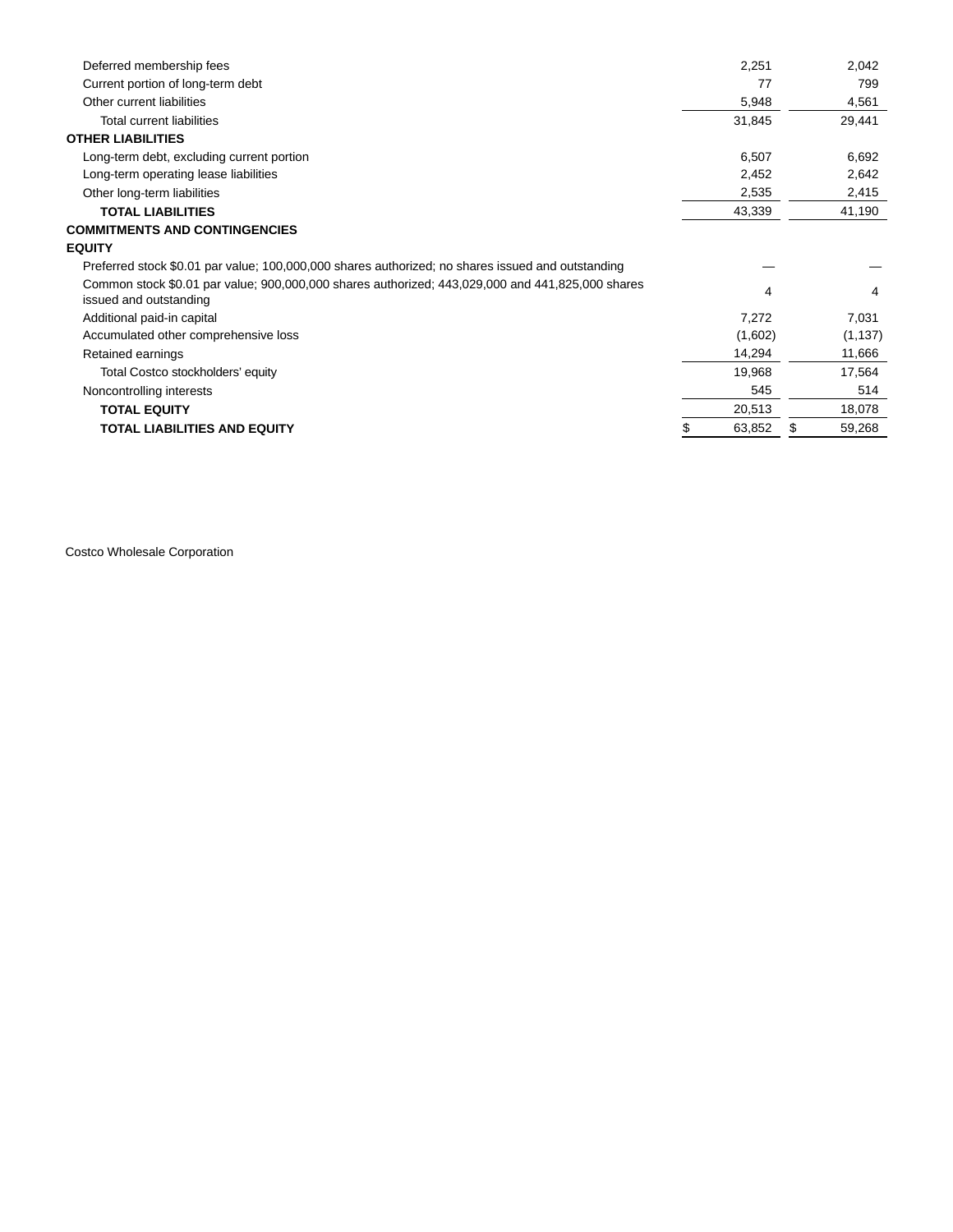| | | |
|---|---|---|
| Deferred membership fees | 2,251 | 2,042 |
| Current portion of long-term debt | 77 | 799 |
| Other current liabilities | 5,948 | 4,561 |
| Total current liabilities | 31,845 | 29,441 |
| **OTHER LIABILITIES** | | |
| Long-term debt, excluding current portion | 6,507 | 6,692 |
| Long-term operating lease liabilities | 2,452 | 2,642 |
| Other long-term liabilities | 2,535 | 2,415 |
| **TOTAL LIABILITIES** | 43,339 | 41,190 |
| **COMMITMENTS AND CONTINGENCIES** | | |
| **EQUITY** | | |
| Preferred stock $0.01 par value; 100,000,000 shares authorized; no shares issued and outstanding | — | — |
| Common stock $0.01 par value; 900,000,000 shares authorized; 443,029,000 and 441,825,000 shares issued and outstanding | 4 | 4 |
| Additional paid-in capital | 7,272 | 7,031 |
| Accumulated other comprehensive loss | (1,602) | (1,137) |
| Retained earnings | 14,294 | 11,666 |
| Total Costco stockholders' equity | 19,968 | 17,564 |
| Noncontrolling interests | 545 | 514 |
| **TOTAL EQUITY** | 20,513 | 18,078 |
| **TOTAL LIABILITIES AND EQUITY** | $ 63,852 | $ 59,268 |

Costco Wholesale Corporation